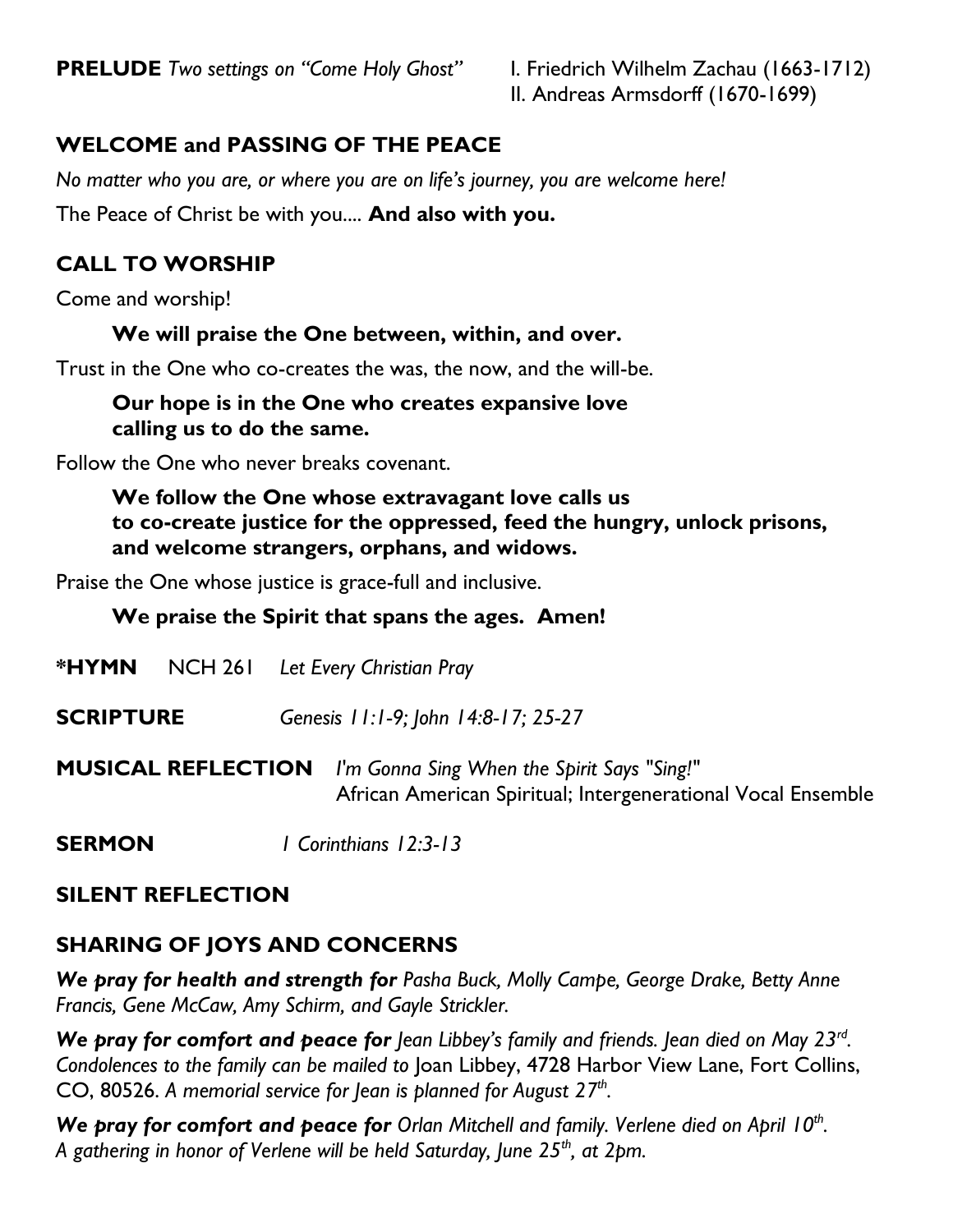**PRELUDE** *Two settings on "Come Holy Ghost"* I. Friedrich Wilhelm Zachau (1663-1712)
II. Andreas Armsdorff (1670-1699)

## WELCOME and PASSING OF THE PEACE

*No matter who you are, or where you are on life's journey, you are welcome here!*

The Peace of Christ be with you.... **And also with you.**

## CALL TO WORSHIP

Come and worship!

**We will praise the One between, within, and over.**

Trust in the One who co-creates the was, the now, and the will-be.

**Our hope is in the One who creates expansive love calling us to do the same.**

Follow the One who never breaks covenant.

**We follow the One whose extravagant love calls us to co-create justice for the oppressed, feed the hungry, unlock prisons, and welcome strangers, orphans, and widows.**

Praise the One whose justice is grace-full and inclusive.

**We praise the Spirit that spans the ages. Amen!**

**\*HYMN** NCH 261 *Let Every Christian Pray*

**SCRIPTURE** *Genesis 11:1-9; John 14:8-17; 25-27*

**MUSICAL REFLECTION** *I'm Gonna Sing When the Spirit Says "Sing!"*
African American Spiritual; Intergenerational Vocal Ensemble

**SERMON** *1 Corinthians 12:3-13*

## SILENT REFLECTION

## SHARING OF JOYS AND CONCERNS

***We pray for health and strength for*** *Pasha Buck, Molly Campe, George Drake, Betty Anne Francis, Gene McCaw, Amy Schirm, and Gayle Strickler.*

***We pray for comfort and peace for*** *Jean Libbey's family and friends. Jean died on May 23rd. Condolences to the family can be mailed to* Joan Libbey, 4728 Harbor View Lane, Fort Collins, CO, 80526. *A memorial service for Jean is planned for August 27th.*

***We pray for comfort and peace for*** *Orlan Mitchell and family. Verlene died on April 10th. A gathering in honor of Verlene will be held Saturday, June 25th, at 2pm.*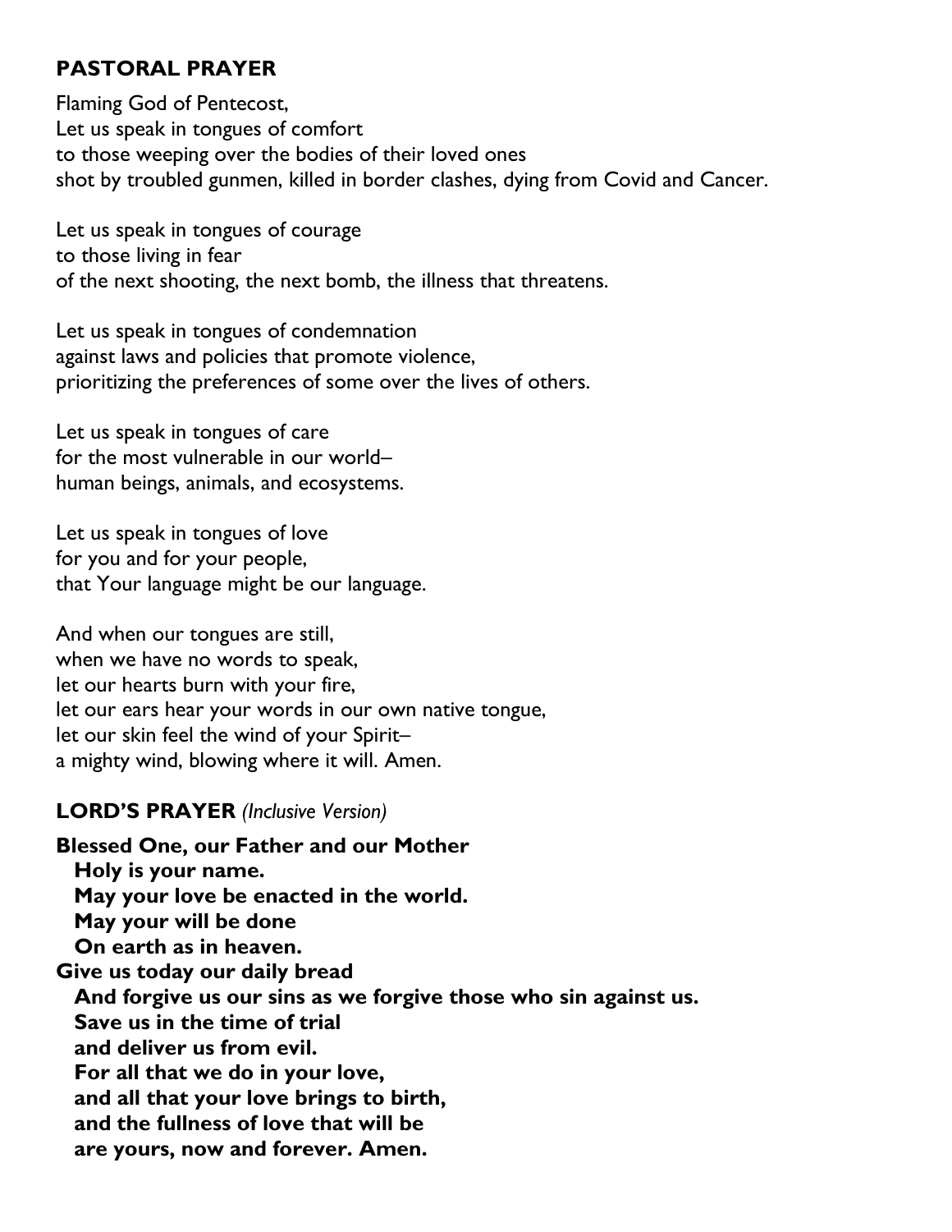## PASTORAL PRAYER

Flaming God of Pentecost,
Let us speak in tongues of comfort
to those weeping over the bodies of their loved ones
shot by troubled gunmen, killed in border clashes, dying from Covid and Cancer.

Let us speak in tongues of courage
to those living in fear
of the next shooting, the next bomb, the illness that threatens.

Let us speak in tongues of condemnation
against laws and policies that promote violence,
prioritizing the preferences of some over the lives of others.

Let us speak in tongues of care
for the most vulnerable in our world–
human beings, animals, and ecosystems.

Let us speak in tongues of love
for you and for your people,
that Your language might be our language.

And when our tongues are still,
when we have no words to speak,
let our hearts burn with your fire,
let our ears hear your words in our own native tongue,
let our skin feel the wind of your Spirit–
a mighty wind, blowing where it will. Amen.

## LORD'S PRAYER *(Inclusive Version)*

**Blessed One, our Father and our Mother**
**Holy is your name.**
**May your love be enacted in the world.**
**May your will be done**
**On earth as in heaven.**
**Give us today our daily bread**
**And forgive us our sins as we forgive those who sin against us.**
**Save us in the time of trial**
**and deliver us from evil.**
**For all that we do in your love,**
**and all that your love brings to birth,**
**and the fullness of love that will be**
**are yours, now and forever. Amen.**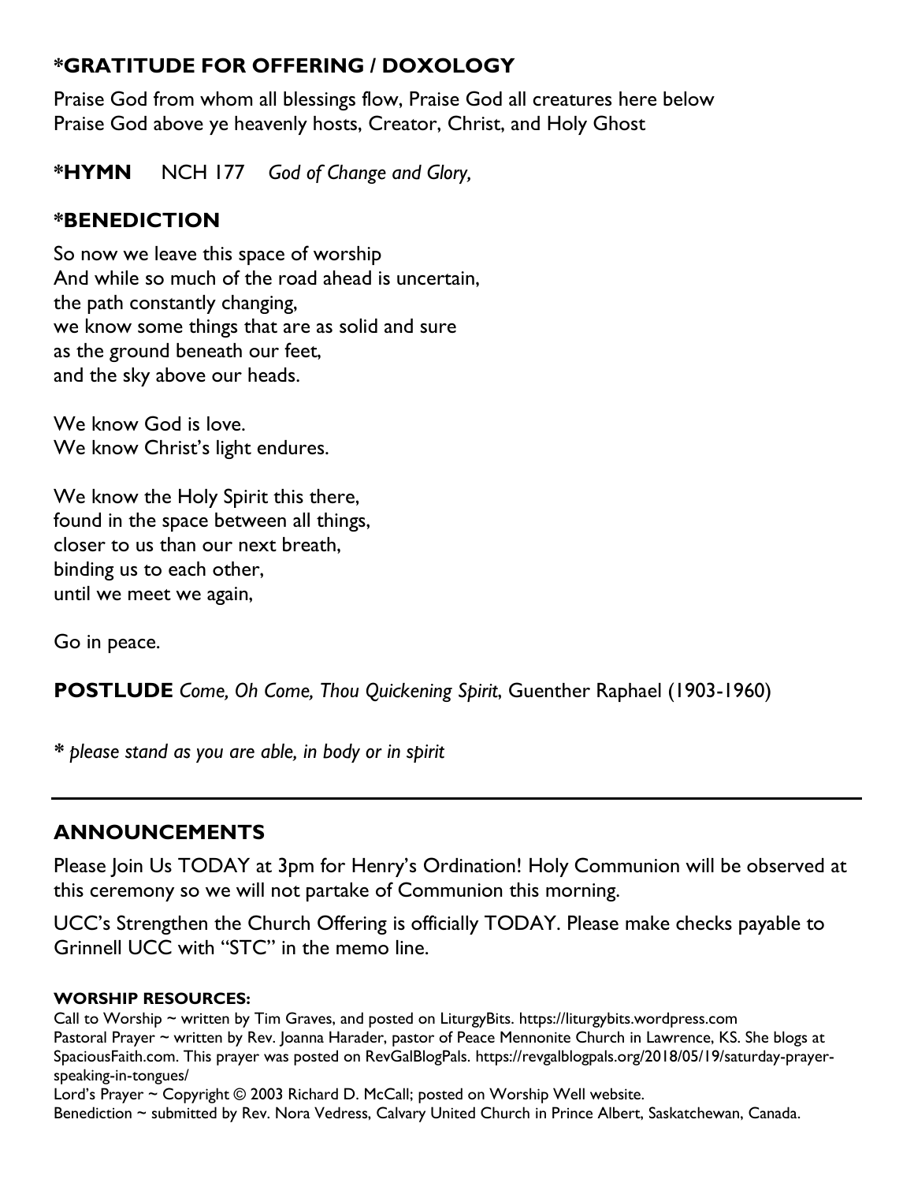## *GRATITUDE FOR OFFERING / DOXOLOGY

Praise God from whom all blessings flow, Praise God all creatures here below
Praise God above ye heavenly hosts, Creator, Christ, and Holy Ghost

**\*HYMN** NCH 177 *God of Change and Glory,*

## *BENEDICTION

So now we leave this space of worship
And while so much of the road ahead is uncertain,
the path constantly changing,
we know some things that are as solid and sure
as the ground beneath our feet,
and the sky above our heads.

We know God is love.
We know Christ's light endures.

We know the Holy Spirit this there,
found in the space between all things,
closer to us than our next breath,
binding us to each other,
until we meet we again,

Go in peace.

**POSTLUDE** *Come, Oh Come, Thou Quickening Spirit*, Guenther Raphael (1903-1960)

*\* please stand as you are able, in body or in spirit*

---

## ANNOUNCEMENTS

Please Join Us TODAY at 3pm for Henry's Ordination! Holy Communion will be observed at this ceremony so we will not partake of Communion this morning.

UCC's Strengthen the Church Offering is officially TODAY. Please make checks payable to Grinnell UCC with "STC" in the memo line.

**WORSHIP RESOURCES:**

Call to Worship ~ written by Tim Graves, and posted on LiturgyBits. https://liturgybits.wordpress.com
Pastoral Prayer ~ written by Rev. Joanna Harader, pastor of Peace Mennonite Church in Lawrence, KS. She blogs at SpaciousFaith.com. This prayer was posted on RevGalBlogPals. https://revgalblogpals.org/2018/05/19/saturday-prayer-speaking-in-tongues/
Lord's Prayer ~ Copyright © 2003 Richard D. McCall; posted on Worship Well website.
Benediction ~ submitted by Rev. Nora Vedress, Calvary United Church in Prince Albert, Saskatchewan, Canada.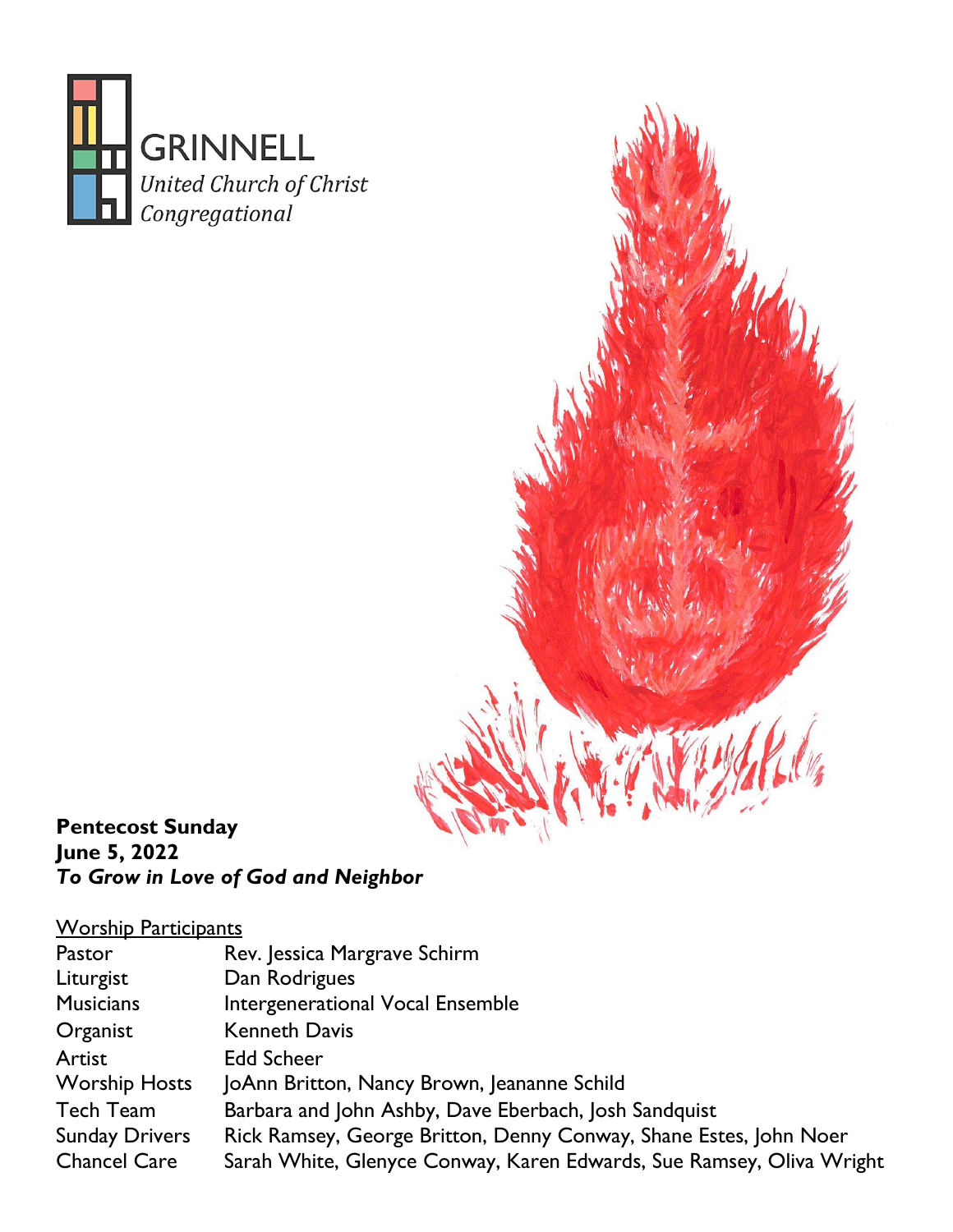GRINNELL
*United Church of Christ*
*Congregational*

**Pentecost Sunday**
**June 5, 2022**
***To Grow in Love of God and Neighbor***

Worship Participants

| | |
|---|---|
| Pastor | Rev. Jessica Margrave Schirm |
| Liturgist | Dan Rodrigues |
| Musicians | Intergenerational Vocal Ensemble |
| Organist | Kenneth Davis |
| Artist | Edd Scheer |
| Worship Hosts | JoAnn Britton, Nancy Brown, Jeananne Schild |
| Tech Team | Barbara and John Ashby, Dave Eberbach, Josh Sandquist |
| Sunday Drivers | Rick Ramsey, George Britton, Denny Conway, Shane Estes, John Noer |
| Chancel Care | Sarah White, Glenyce Conway, Karen Edwards, Sue Ramsey, Oliva Wright |